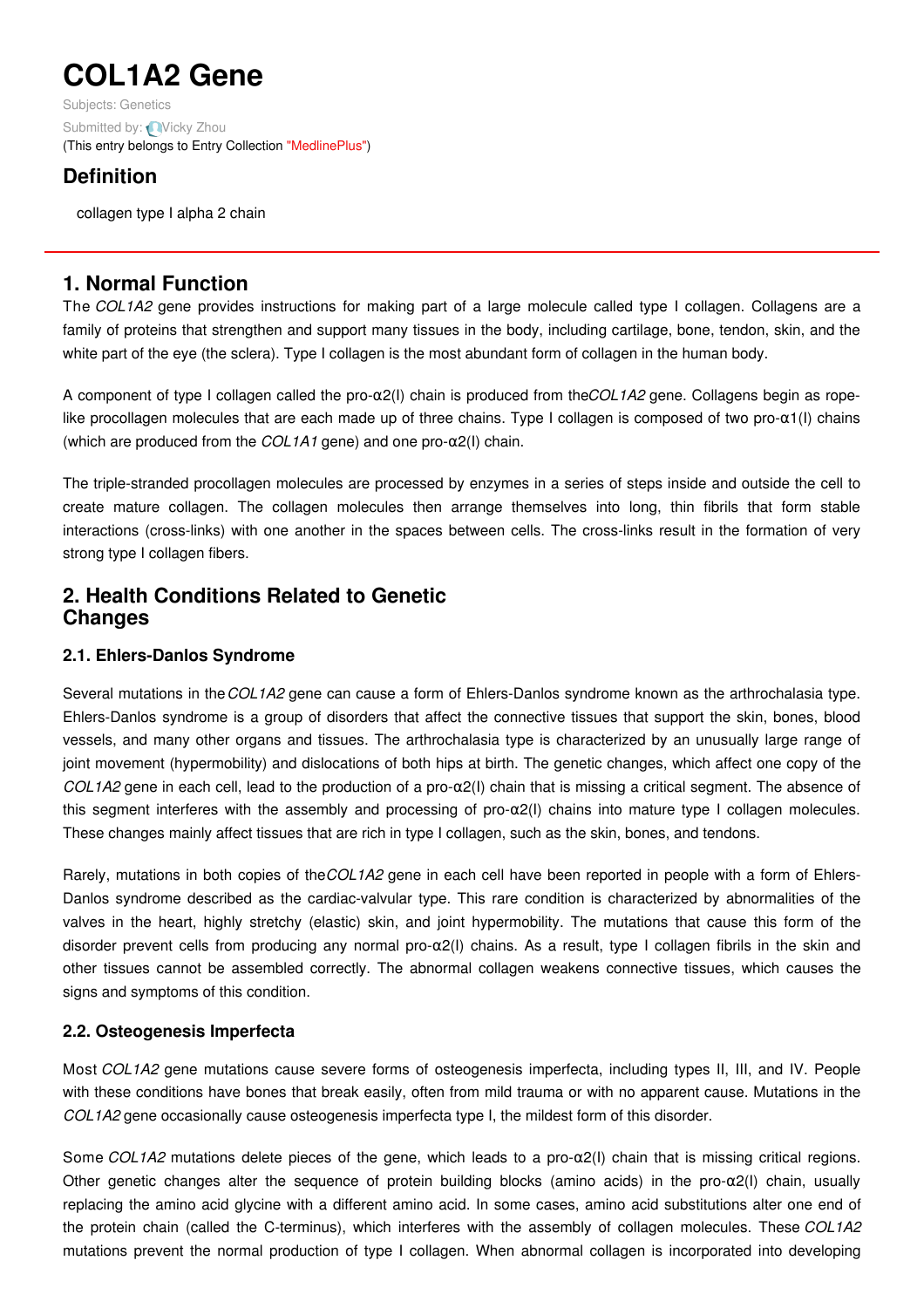# COL1A2 Gene

Subjects: Genetics

Submitted by: Vicky Zhou

(This entry belongs to Entry Collection "MedlinePlus")

## Definition

collagen type I alpha 2 chain

## 1. Normal Function

The *COL1A2* gene provides instructions for making part of a large molecule called type I collagen. Collagens are a family of proteins that strengthen and support many tissues in the body, including cartilage, bone, tendon, skin, and the white part of the eye (the sclera). Type I collagen is the most abundant form of collagen in the human body.

A component of type I collagen called the pro-α2(I) chain is produced from the *COL1A2* gene. Collagens begin as rope-like procollagen molecules that are each made up of three chains. Type I collagen is composed of two pro-α1(I) chains (which are produced from the *COL1A1* gene) and one pro-α2(I) chain.

The triple-stranded procollagen molecules are processed by enzymes in a series of steps inside and outside the cell to create mature collagen. The collagen molecules then arrange themselves into long, thin fibrils that form stable interactions (cross-links) with one another in the spaces between cells. The cross-links result in the formation of very strong type I collagen fibers.

## 2. Health Conditions Related to Genetic Changes

### 2.1. Ehlers-Danlos Syndrome

Several mutations in the *COL1A2* gene can cause a form of Ehlers-Danlos syndrome known as the arthrochalasia type. Ehlers-Danlos syndrome is a group of disorders that affect the connective tissues that support the skin, bones, blood vessels, and many other organs and tissues. The arthrochalasia type is characterized by an unusually large range of joint movement (hypermobility) and dislocations of both hips at birth. The genetic changes, which affect one copy of the *COL1A2* gene in each cell, lead to the production of a pro-α2(I) chain that is missing a critical segment. The absence of this segment interferes with the assembly and processing of pro-α2(I) chains into mature type I collagen molecules. These changes mainly affect tissues that are rich in type I collagen, such as the skin, bones, and tendons.

Rarely, mutations in both copies of the *COL1A2* gene in each cell have been reported in people with a form of Ehlers-Danlos syndrome described as the cardiac-valvular type. This rare condition is characterized by abnormalities of the valves in the heart, highly stretchy (elastic) skin, and joint hypermobility. The mutations that cause this form of the disorder prevent cells from producing any normal pro-α2(I) chains. As a result, type I collagen fibrils in the skin and other tissues cannot be assembled correctly. The abnormal collagen weakens connective tissues, which causes the signs and symptoms of this condition.

### 2.2. Osteogenesis Imperfecta

Most *COL1A2* gene mutations cause severe forms of osteogenesis imperfecta, including types II, III, and IV. People with these conditions have bones that break easily, often from mild trauma or with no apparent cause. Mutations in the *COL1A2* gene occasionally cause osteogenesis imperfecta type I, the mildest form of this disorder.

Some *COL1A2* mutations delete pieces of the gene, which leads to a pro-α2(I) chain that is missing critical regions. Other genetic changes alter the sequence of protein building blocks (amino acids) in the pro-α2(I) chain, usually replacing the amino acid glycine with a different amino acid. In some cases, amino acid substitutions alter one end of the protein chain (called the C-terminus), which interferes with the assembly of collagen molecules. These *COL1A2* mutations prevent the normal production of type I collagen. When abnormal collagen is incorporated into developing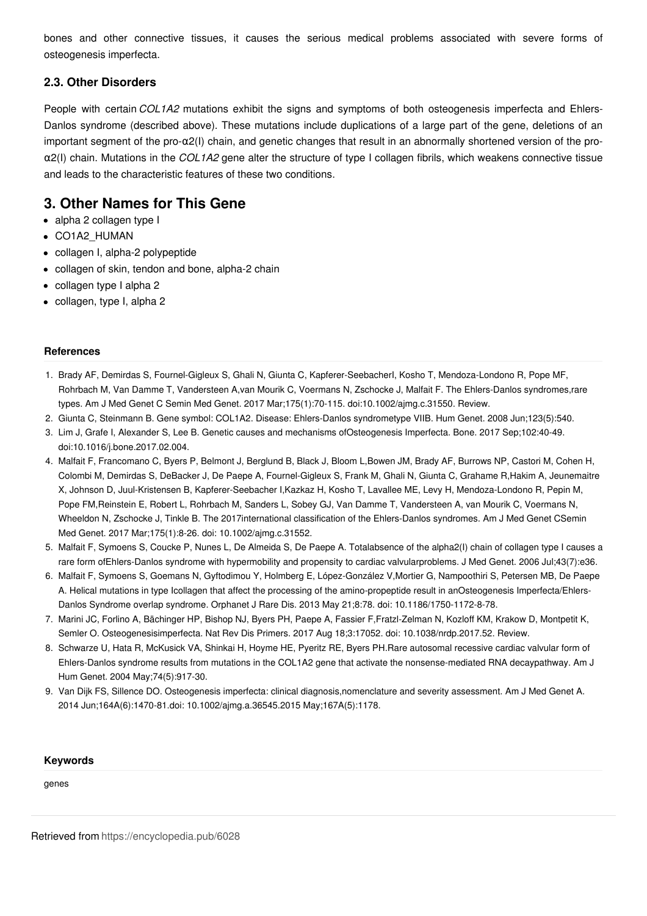bones and other connective tissues, it causes the serious medical problems associated with severe forms of osteogenesis imperfecta.

### 2.3. Other Disorders

People with certain *COL1A2* mutations exhibit the signs and symptoms of both osteogenesis imperfecta and Ehlers-Danlos syndrome (described above). These mutations include duplications of a large part of the gene, deletions of an important segment of the pro-α2(I) chain, and genetic changes that result in an abnormally shortened version of the pro-α2(I) chain. Mutations in the *COL1A2* gene alter the structure of type I collagen fibrils, which weakens connective tissue and leads to the characteristic features of these two conditions.

## 3. Other Names for This Gene

- alpha 2 collagen type I
- CO1A2_HUMAN
- collagen I, alpha-2 polypeptide
- collagen of skin, tendon and bone, alpha-2 chain
- collagen type I alpha 2
- collagen, type I, alpha 2

#### References

1. Brady AF, Demirdas S, Fournel-Gigleux S, Ghali N, Giunta C, Kapferer-SeebacherI, Kosho T, Mendoza-Londono R, Pope MF, Rohrbach M, Van Damme T, Vandersteen A,van Mourik C, Voermans N, Zschocke J, Malfait F. The Ehlers-Danlos syndromes,rare types. Am J Med Genet C Semin Med Genet. 2017 Mar;175(1):70-115. doi:10.1002/ajmg.c.31550. Review.
2. Giunta C, Steinmann B. Gene symbol: COL1A2. Disease: Ehlers-Danlos syndrometype VIIB. Hum Genet. 2008 Jun;123(5):540.
3. Lim J, Grafe I, Alexander S, Lee B. Genetic causes and mechanisms ofOsteogenesis Imperfecta. Bone. 2017 Sep;102:40-49. doi:10.1016/j.bone.2017.02.004.
4. Malfait F, Francomano C, Byers P, Belmont J, Berglund B, Black J, Bloom L,Bowen JM, Brady AF, Burrows NP, Castori M, Cohen H, Colombi M, Demirdas S, DeBacker J, De Paepe A, Fournel-Gigleux S, Frank M, Ghali N, Giunta C, Grahame R,Hakim A, Jeunemaitre X, Johnson D, Juul-Kristensen B, Kapferer-Seebacher I,Kazkaz H, Kosho T, Lavallee ME, Levy H, Mendoza-Londono R, Pepin M, Pope FM,Reinstein E, Robert L, Rohrbach M, Sanders L, Sobey GJ, Van Damme T, Vandersteen A, van Mourik C, Voermans N, Wheeldon N, Zschocke J, Tinkle B. The 2017international classification of the Ehlers-Danlos syndromes. Am J Med Genet CSemin Med Genet. 2017 Mar;175(1):8-26. doi: 10.1002/ajmg.c.31552.
5. Malfait F, Symoens S, Coucke P, Nunes L, De Almeida S, De Paepe A. Totalabsence of the alpha2(I) chain of collagen type I causes a rare form ofEhlers-Danlos syndrome with hypermobility and propensity to cardiac valvularproblems. J Med Genet. 2006 Jul;43(7):e36.
6. Malfait F, Symoens S, Goemans N, Gyftodimou Y, Holmberg E, López-González V,Mortier G, Nampoothiri S, Petersen MB, De Paepe A. Helical mutations in type Icollagen that affect the processing of the amino-propeptide result in anOsteogenesis Imperfecta/Ehlers-Danlos Syndrome overlap syndrome. Orphanet J Rare Dis. 2013 May 21;8:78. doi: 10.1186/1750-1172-8-78.
7. Marini JC, Forlino A, Bächinger HP, Bishop NJ, Byers PH, Paepe A, Fassier F,Fratzl-Zelman N, Kozloff KM, Krakow D, Montpetit K, Semler O. Osteogenesisimperfecta. Nat Rev Dis Primers. 2017 Aug 18;3:17052. doi: 10.1038/nrdp.2017.52. Review.
8. Schwarze U, Hata R, McKusick VA, Shinkai H, Hoyme HE, Pyeritz RE, Byers PH.Rare autosomal recessive cardiac valvular form of Ehlers-Danlos syndrome results from mutations in the COL1A2 gene that activate the nonsense-mediated RNA decaypathway. Am J Hum Genet. 2004 May;74(5):917-30.
9. Van Dijk FS, Sillence DO. Osteogenesis imperfecta: clinical diagnosis,nomenclature and severity assessment. Am J Med Genet A. 2014 Jun;164A(6):1470-81.doi: 10.1002/ajmg.a.36545.2015 May;167A(5):1178.

#### Keywords

genes

Retrieved from https://encyclopedia.pub/6028